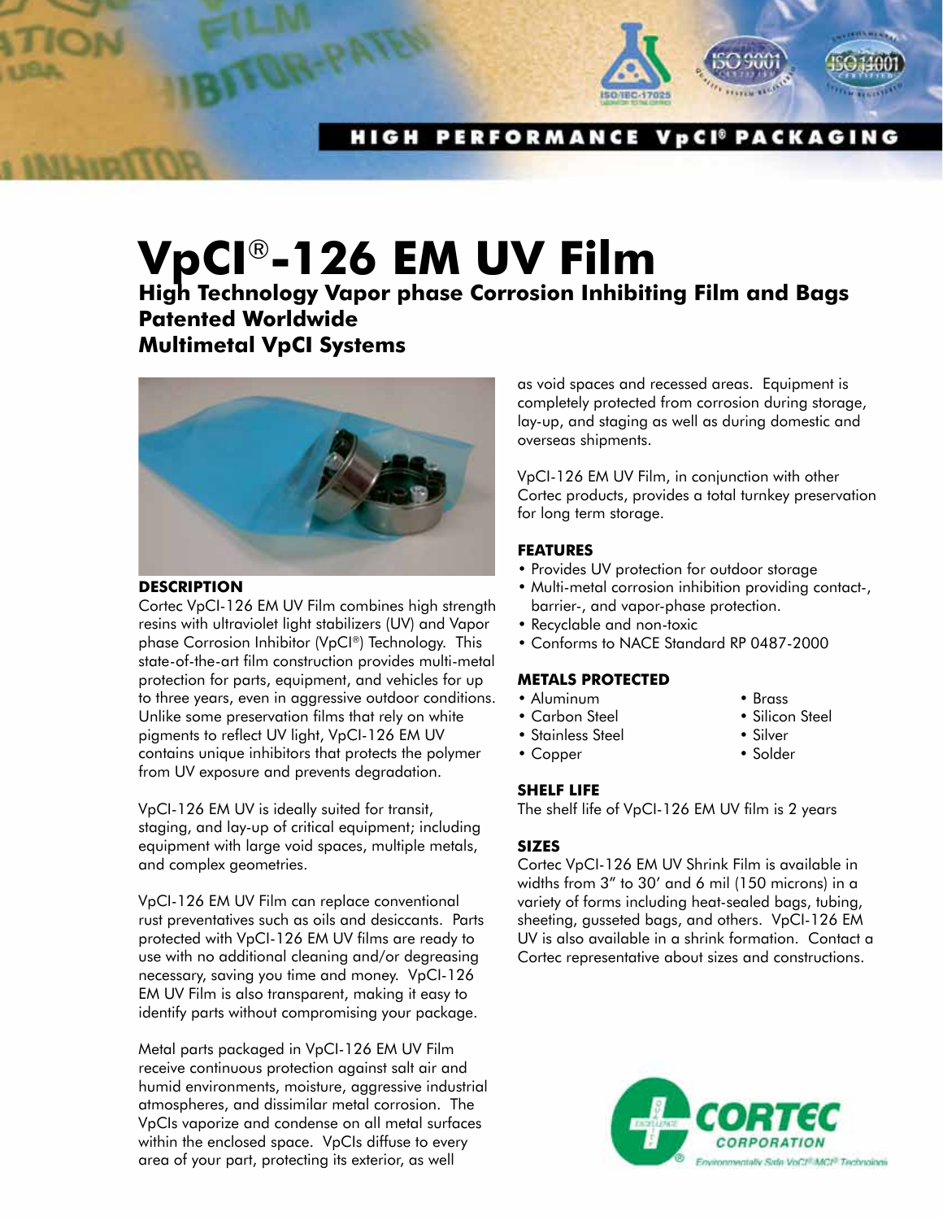HIGH PERFORMANCE VpCI® PACKAGING

# VpCI®-126 EM UV Film

## High Technology Vapor phase Corrosion Inhibiting Film and Bags
## Patented Worldwide
## Multimetal VpCI Systems

### DESCRIPTION

Cortec VpCI-126 EM UV Film combines high strength resins with ultraviolet light stabilizers (UV) and Vapor phase Corrosion Inhibitor (VpCI®) Technology. This state-of-the-art film construction provides multi-metal protection for parts, equipment, and vehicles for up to three years, even in aggressive outdoor conditions. Unlike some preservation films that rely on white pigments to reflect UV light, VpCI-126 EM UV contains unique inhibitors that protects the polymer from UV exposure and prevents degradation.

VpCI-126 EM UV is ideally suited for transit, staging, and lay-up of critical equipment; including equipment with large void spaces, multiple metals, and complex geometries.

VpCI-126 EM UV Film can replace conventional rust preventatives such as oils and desiccants. Parts protected with VpCI-126 EM UV films are ready to use with no additional cleaning and/or degreasing necessary, saving you time and money. VpCI-126 EM UV Film is also transparent, making it easy to identify parts without compromising your package.

Metal parts packaged in VpCI-126 EM UV Film receive continuous protection against salt air and humid environments, moisture, aggressive industrial atmospheres, and dissimilar metal corrosion. The VpCIs vaporize and condense on all metal surfaces within the enclosed space. VpCIs diffuse to every area of your part, protecting its exterior, as well as void spaces and recessed areas. Equipment is completely protected from corrosion during storage, lay-up, and staging as well as during domestic and overseas shipments.

VpCI-126 EM UV Film, in conjunction with other Cortec products, provides a total turnkey preservation for long term storage.

### FEATURES

- Provides UV protection for outdoor storage
- Multi-metal corrosion inhibition providing contact-, barrier-, and vapor-phase protection.
- Recyclable and non-toxic
- Conforms to NACE Standard RP 0487-2000

### METALS PROTECTED

- Aluminum
- Carbon Steel
- Stainless Steel
- Copper
- Brass
- Silicon Steel
- Silver
- Solder

### SHELF LIFE

The shelf life of VpCI-126 EM UV film is 2 years

### SIZES

Cortec VpCI-126 EM UV Shrink Film is available in widths from 3" to 30' and 6 mil (150 microns) in a variety of forms including heat-sealed bags, tubing, sheeting, gusseted bags, and others. VpCI-126 EM UV is also available in a shrink formation. Contact a Cortec representative about sizes and constructions.

CORTEC CORPORATION
Environmentally Safe VpCI®/MCI® Technologies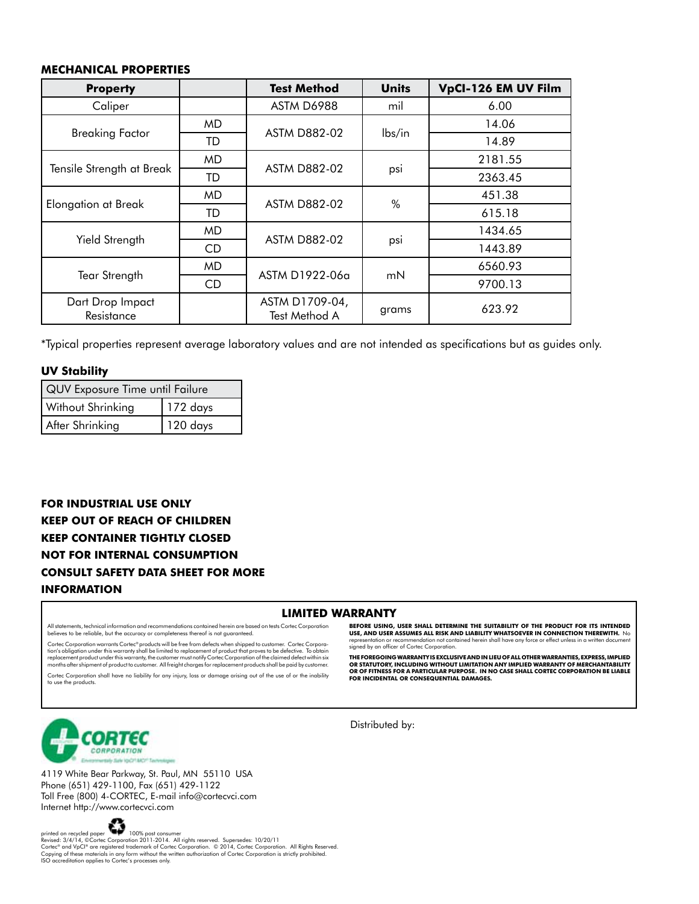### MECHANICAL PROPERTIES

| Property | | Test Method | Units | VpCI-126 EM UV Film |
|---|---|---|---|---|
| Caliper | | ASTM D6988 | mil | 6.00 |
| Breaking Factor | MD | ASTM D882-02 | lbs/in | 14.06 |
| | TD | | | 14.89 |
| Tensile Strength at Break | MD | ASTM D882-02 | psi | 2181.55 |
| | TD | | | 2363.45 |
| Elongation at Break | MD | ASTM D882-02 | % | 451.38 |
| | TD | | | 615.18 |
| Yield Strength | MD | ASTM D882-02 | psi | 1434.65 |
| | CD | | | 1443.89 |
| Tear Strength | MD | ASTM D1922-06a | mN | 6560.93 |
| | CD | | | 9700.13 |
| Dart Drop Impact Resistance | | ASTM D1709-04, Test Method A | grams | 623.92 |

*Typical properties represent average laboratory values and are not intended as specifications but as guides only.

### UV Stability

| QUV Exposure Time until Failure | |
|---|---|
| Without Shrinking | 172 days |
| After Shrinking | 120 days |

**FOR INDUSTRIAL USE ONLY**
**KEEP OUT OF REACH OF CHILDREN**
**KEEP CONTAINER TIGHTLY CLOSED**
**NOT FOR INTERNAL CONSUMPTION**
**CONSULT SAFETY DATA SHEET FOR MORE INFORMATION**

### LIMITED WARRANTY

All statements, technical information and recommendations contained herein are based on tests Cortec Corporation believes to be reliable, but the accuracy or completeness thereof is not guaranteed.

Cortec Corporation warrants Cortec® products will be free from defects when shipped to customer. Cortec Corporation's obligation under this warranty shall be limited to replacement of product that proves to be defective. To obtain replacement product under this warranty, the customer must notify Cortec Corporation of the claimed defect within six months after shipment of product to customer. All freight charges for replacement products shall be paid by customer.

Cortec Corporation shall have no liability for any injury, loss or damage arising out of the use of or the inability to use the products.

**BEFORE USING, USER SHALL DETERMINE THE SUITABILITY OF THE PRODUCT FOR ITS INTENDED USE, AND USER ASSUMES ALL RISK AND LIABILITY WHATSOEVER IN CONNECTION THEREWITH.** No representation or recommendation not contained herein shall have any force or effect unless in a written document signed by an officer of Cortec Corporation.

**THE FOREGOING WARRANTY IS EXCLUSIVE AND IN LIEU OF ALL OTHER WARRANTIES, EXPRESS, IMPLIED OR STATUTORY, INCLUDING WITHOUT LIMITATION ANY IMPLIED WARRANTY OF MERCHANTABILITY OR OF FITNESS FOR A PARTICULAR PURPOSE. IN NO CASE SHALL CORTEC CORPORATION BE LIABLE FOR INCIDENTAL OR CONSEQUENTIAL DAMAGES.**

CORTEC CORPORATION
Environmentally Safe VpCI®/MCI® Technologies

4119 White Bear Parkway, St. Paul, MN 55110 USA
Phone (651) 429-1100, Fax (651) 429-1122
Toll Free (800) 4-CORTEC, E-mail info@cortecvci.com
Internet http://www.cortecvci.com

Distributed by:

printed on recycled paper 100% post consumer
Revised: 3/4/14, ©Cortec Corporation 2011-2014. All rights reserved. Supersedes: 10/20/11
Cortec® and VpCI® are registered trademark of Cortec Corporation. © 2014, Cortec Corporation. All Rights Reserved.
Copying of these materials in any form without the written authorization of Cortec Corporation is strictly prohibited.
ISO accreditation applies to Cortec's processes only.